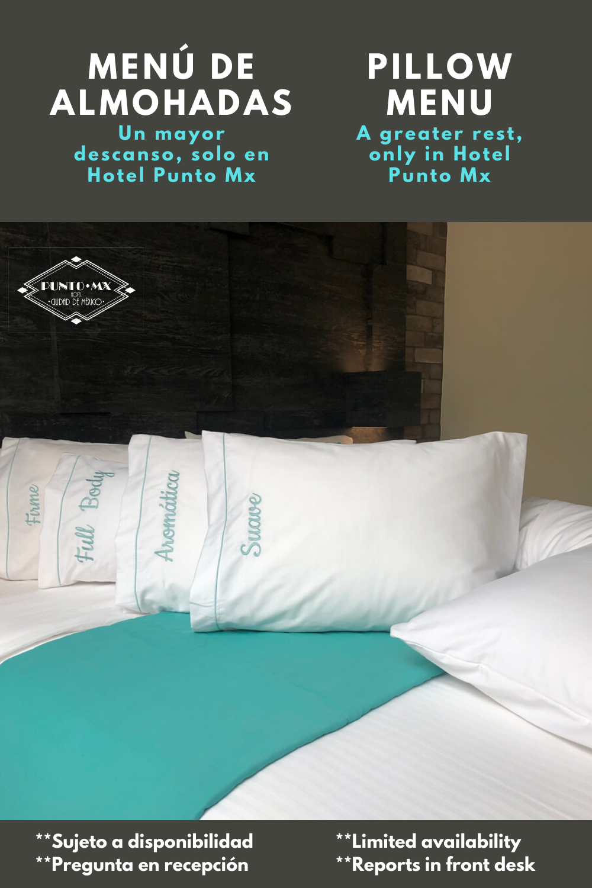# MENÚ DE ALMOHADAS

**Un mayor descanso, solo en Hotel Punto Mx**

# PILLOW MENU

**A greater rest, only in Hotel Punto Mx**

PUNTO•MX HOTEL •CIUDAD DE MÉXICO•

Firme

Full Body

Aromática

Suave

**\*\*Sujeto a disponibilidad**
**\*\*Pregunta en recepción**

**\*\*Limited availability**
**\*\*Reports in front desk**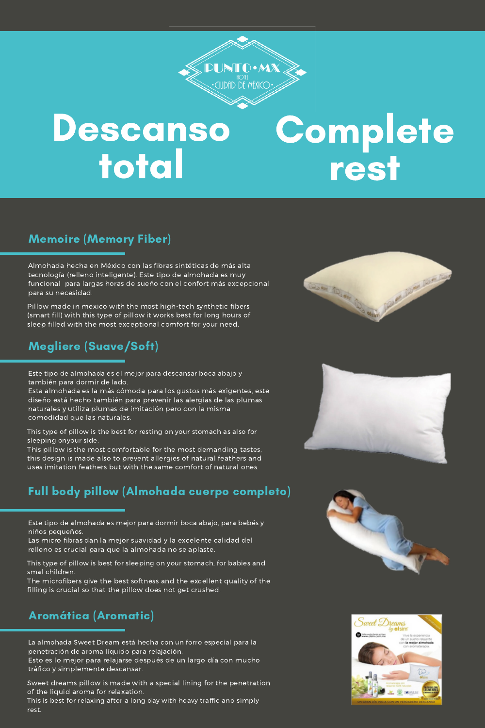PUNTO•MX
HOTEL
•CIUDAD DE MÉXICO•

# Descanso total

# Complete rest

## Memoire (Memory Fiber)

Almohada hecha en México con las fibras sintéticas de más alta tecnología (relleno inteligente). Este tipo de almohada es muy funcional para largas horas de sueño con el confort más excepcional para su necesidad.

Pillow made in mexico with the most high-tech synthetic fibers (smart fill) with this type of pillow it works best for long hours of sleep filled with the most exceptional comfort for your need.

## Megliere (Suave/Soft)

Este tipo de almohada es el mejor para descansar boca abajo y también para dormir de lado.
Esta almohada es la más cómoda para los gustos más exigentes, este diseño está hecho también para prevenir las alergias de las plumas naturales y utiliza plumas de imitación pero con la misma comodidad que las naturales.

This type of pillow is the best for resting on your stomach as also for sleeping onyour side.
This pillow is the most comfortable for the most demanding tastes, this design is made also to prevent allergies of natural feathers and uses imitation feathers but with the same comfort of natural ones.

## Full body pillow (Almohada cuerpo completo)

Este tipo de almohada es mejor para dormir boca abajo, para bebés y niños pequeños.
Las micro fibras dan la mejor suavidad y la excelente calidad del relleno es crucial para que la almohada no se aplaste.

This type of pillow is best for sleeping on your stomach, for babies and smal children.
The microfibers give the best softness and the excellent quality of the filling is crucial so that the pillow does not get crushed.

## Aromática (Aromatic)

La almohada Sweet Dream está hecha con un forro especial para la penetración de aroma líquido para relajación.
Esto es lo mejor para relajarse después de un largo día con mucho tráfico y simplemente descansar.

Sweet dreams pillow is made with a special lining for the penetration of the liquid aroma for relaxation.
This is best for relaxing after a long day with heavy traffic and simply rest.